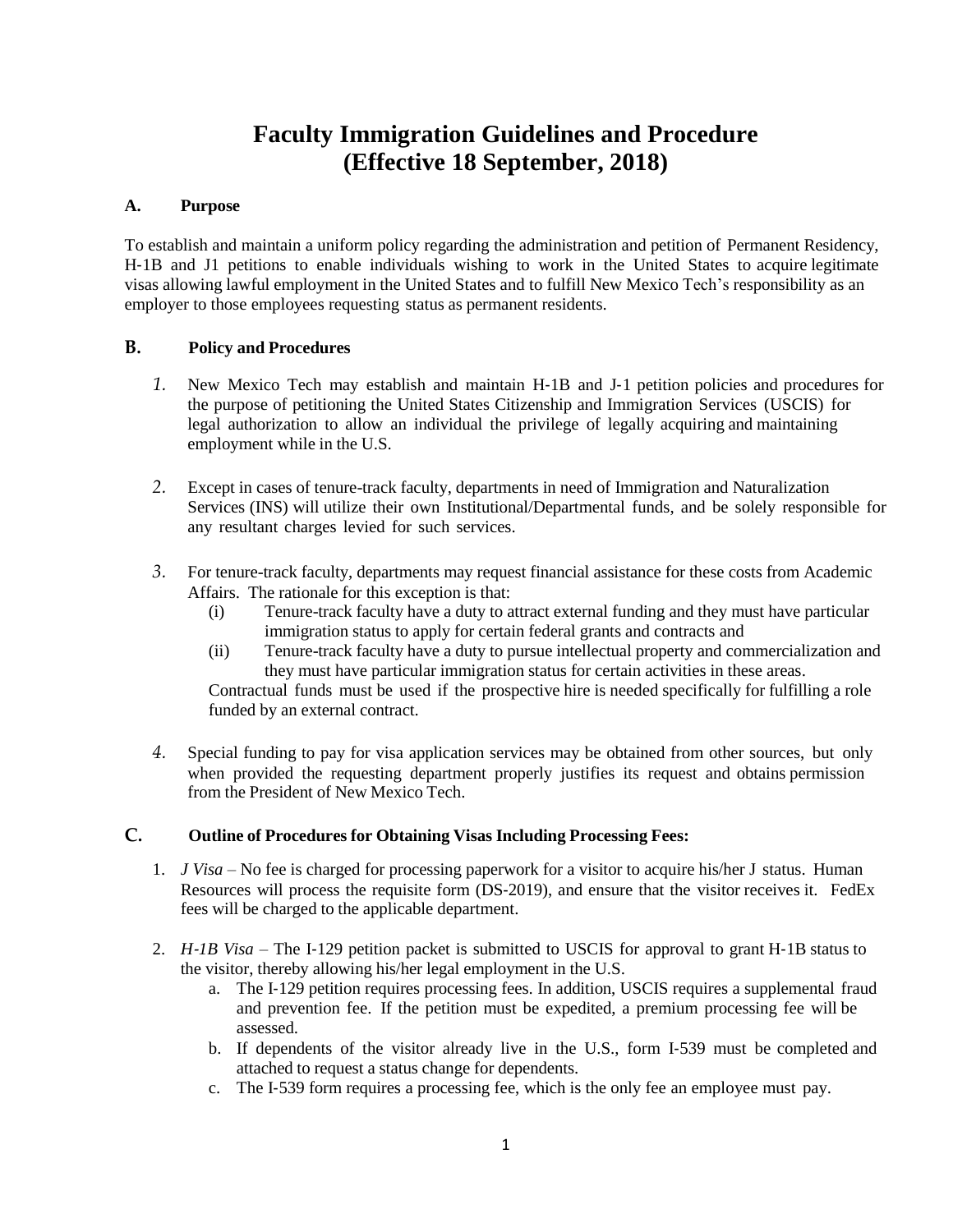# Faculty Immigration Guidelines and Procedure (Effective 18 September, 2018)

## A. Purpose

To establish and maintain a uniform policy regarding the administration and petition of Permanent Residency, H-1B and J1 petitions to enable individuals wishing to work in the United States to acquire legitimate visas allowing lawful employment in the United States and to fulfill New Mexico Tech's responsibility as an employer to those employees requesting status as permanent residents.

## B. Policy and Procedures

1. New Mexico Tech may establish and maintain H-1B and J-1 petition policies and procedures for the purpose of petitioning the United States Citizenship and Immigration Services (USCIS) for legal authorization to allow an individual the privilege of legally acquiring and maintaining employment while in the U.S.

2. Except in cases of tenure-track faculty, departments in need of Immigration and Naturalization Services (INS) will utilize their own Institutional/Departmental funds, and be solely responsible for any resultant charges levied for such services.

3. For tenure-track faculty, departments may request financial assistance for these costs from Academic Affairs. The rationale for this exception is that:
   (i) Tenure-track faculty have a duty to attract external funding and they must have particular immigration status to apply for certain federal grants and contracts and
   (ii) Tenure-track faculty have a duty to pursue intellectual property and commercialization and they must have particular immigration status for certain activities in these areas.

   Contractual funds must be used if the prospective hire is needed specifically for fulfilling a role funded by an external contract.

4. Special funding to pay for visa application services may be obtained from other sources, but only when provided the requesting department properly justifies its request and obtains permission from the President of New Mexico Tech.

## C. Outline of Procedures for Obtaining Visas Including Processing Fees:

1. *J Visa* – No fee is charged for processing paperwork for a visitor to acquire his/her J status. Human Resources will process the requisite form (DS-2019), and ensure that the visitor receives it. FedEx fees will be charged to the applicable department.

2. *H-1B Visa* – The I-129 petition packet is submitted to USCIS for approval to grant H-1B status to the visitor, thereby allowing his/her legal employment in the U.S.
   a. The I-129 petition requires processing fees. In addition, USCIS requires a supplemental fraud and prevention fee. If the petition must be expedited, a premium processing fee will be assessed.
   b. If dependents of the visitor already live in the U.S., form I-539 must be completed and attached to request a status change for dependents.
   c. The I-539 form requires a processing fee, which is the only fee an employee must pay.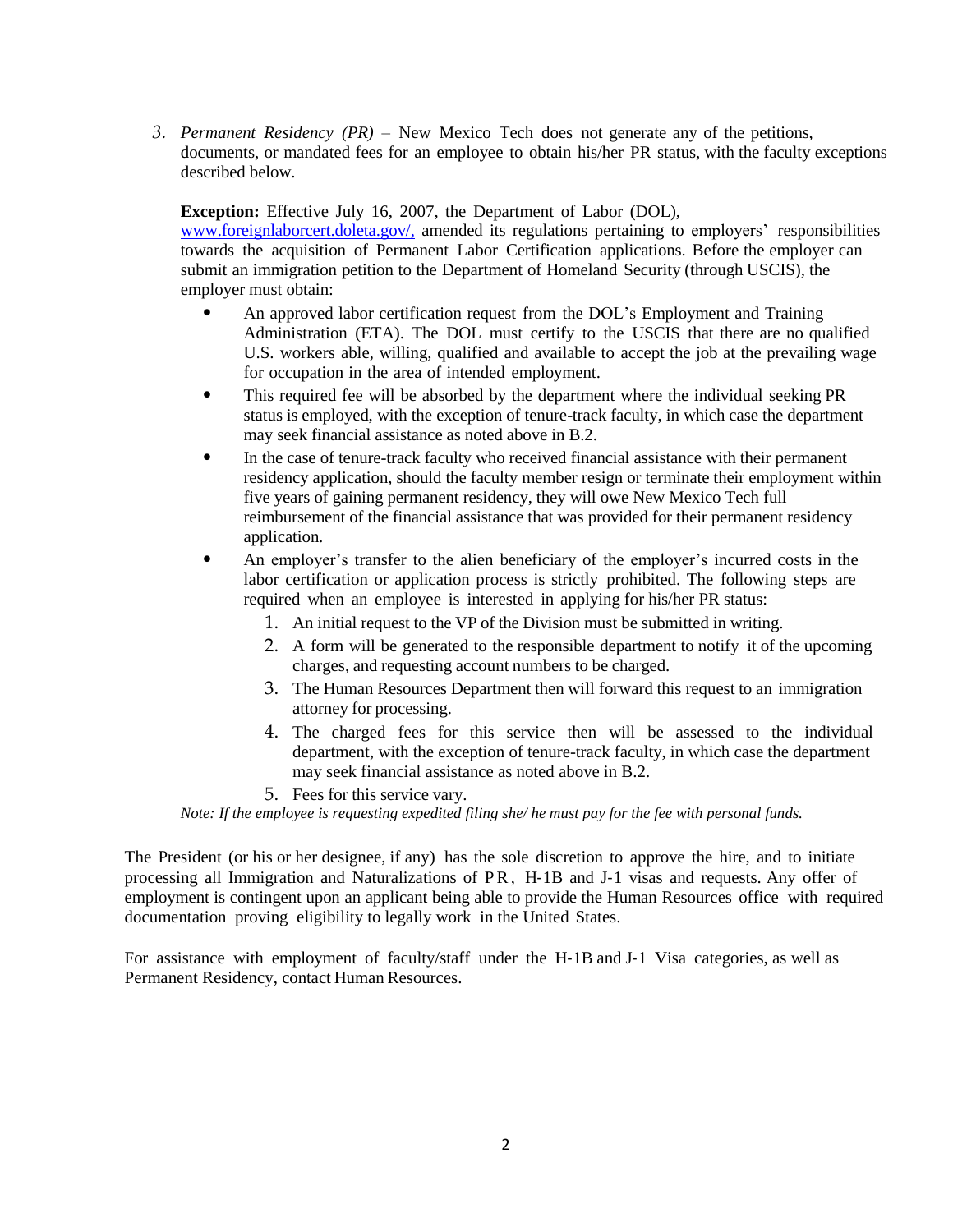3. *Permanent Residency (PR)* – New Mexico Tech does not generate any of the petitions, documents, or mandated fees for an employee to obtain his/her PR status, with the faculty exceptions described below.

   **Exception:** Effective July 16, 2007, the Department of Labor (DOL), [www.foreignlaborcert.doleta.gov/,](www.foreignlaborcert.doleta.gov/) amended its regulations pertaining to employers' responsibilities towards the acquisition of Permanent Labor Certification applications. Before the employer can submit an immigration petition to the Department of Homeland Security (through USCIS), the employer must obtain:

   - An approved labor certification request from the DOL's Employment and Training Administration (ETA). The DOL must certify to the USCIS that there are no qualified U.S. workers able, willing, qualified and available to accept the job at the prevailing wage for occupation in the area of intended employment.
   - This required fee will be absorbed by the department where the individual seeking PR status is employed, with the exception of tenure-track faculty, in which case the department may seek financial assistance as noted above in B.2.
   - In the case of tenure-track faculty who received financial assistance with their permanent residency application, should the faculty member resign or terminate their employment within five years of gaining permanent residency, they will owe New Mexico Tech full reimbursement of the financial assistance that was provided for their permanent residency application.
   - An employer's transfer to the alien beneficiary of the employer's incurred costs in the labor certification or application process is strictly prohibited. The following steps are required when an employee is interested in applying for his/her PR status:
     1. An initial request to the VP of the Division must be submitted in writing.
     2. A form will be generated to the responsible department to notify it of the upcoming charges, and requesting account numbers to be charged.
     3. The Human Resources Department then will forward this request to an immigration attorney for processing.
     4. The charged fees for this service then will be assessed to the individual department, with the exception of tenure-track faculty, in which case the department may seek financial assistance as noted above in B.2.
     5. Fees for this service vary.

   *Note: If the employee is requesting expedited filing she/ he must pay for the fee with personal funds.*

The President (or his or her designee, if any) has the sole discretion to approve the hire, and to initiate processing all Immigration and Naturalizations of PR, H-1B and J-1 visas and requests. Any offer of employment is contingent upon an applicant being able to provide the Human Resources office with required documentation proving eligibility to legally work in the United States.

For assistance with employment of faculty/staff under the H-1B and J-1 Visa categories, as well as Permanent Residency, contact Human Resources.